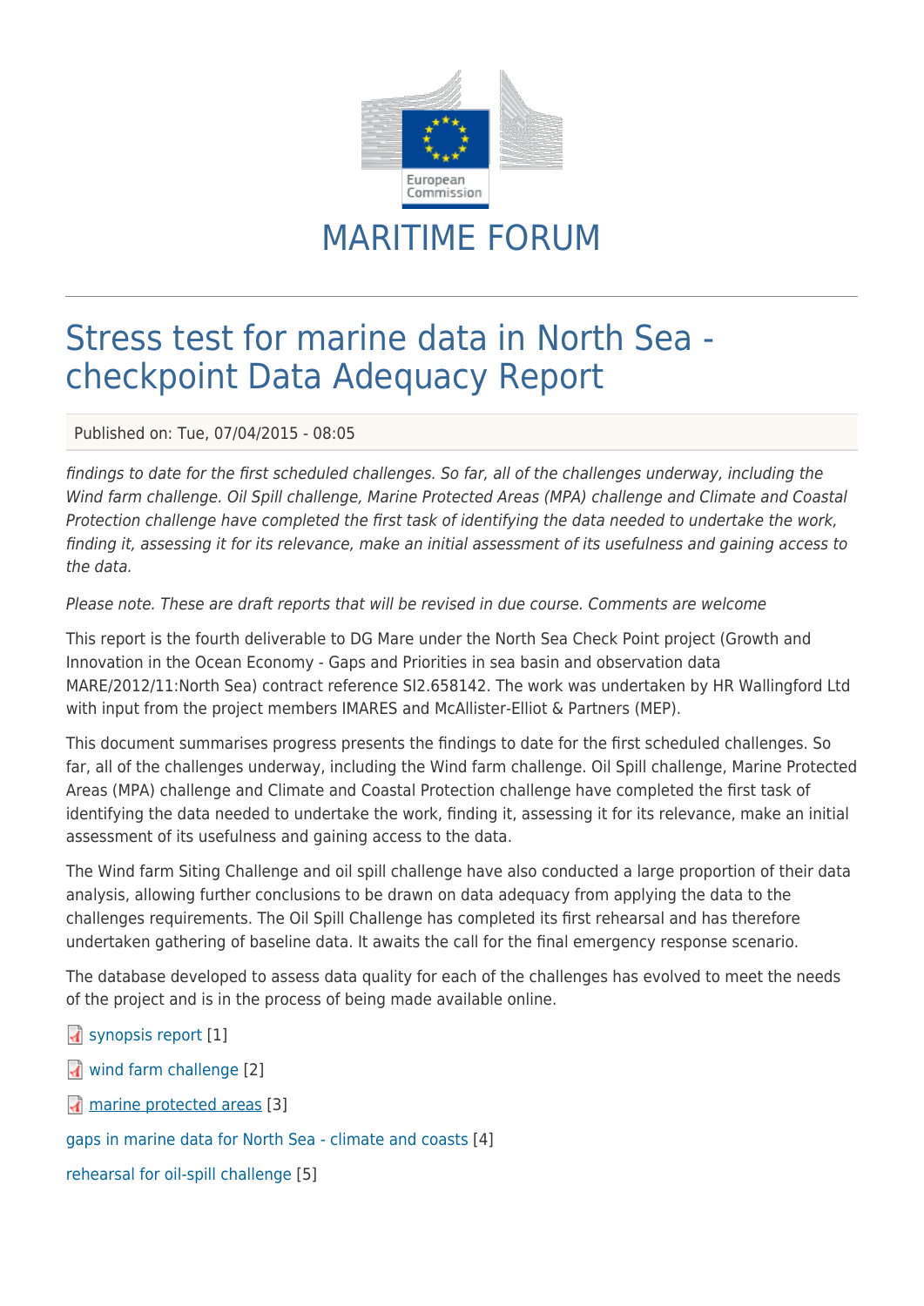# MARITIME FORUM

# Stress test for marine data in North Sea - checkpoint Data Adequacy Report

Published on: Tue, 07/04/2015 - 08:05

*findings to date for the first scheduled challenges. So far, all of the challenges underway, including the Wind farm challenge. Oil Spill challenge, Marine Protected Areas (MPA) challenge and Climate and Coastal Protection challenge have completed the first task of identifying the data needed to undertake the work, finding it, assessing it for its relevance, make an initial assessment of its usefulness and gaining access to the data.*

*Please note. These are draft reports that will be revised in due course. Comments are welcome*

This report is the fourth deliverable to DG Mare under the North Sea Check Point project (Growth and Innovation in the Ocean Economy - Gaps and Priorities in sea basin and observation data MARE/2012/11:North Sea) contract reference SI2.658142. The work was undertaken by HR Wallingford Ltd with input from the project members IMARES and McAllister-Elliot & Partners (MEP).

This document summarises progress presents the findings to date for the first scheduled challenges. So far, all of the challenges underway, including the Wind farm challenge. Oil Spill challenge, Marine Protected Areas (MPA) challenge and Climate and Coastal Protection challenge have completed the first task of identifying the data needed to undertake the work, finding it, assessing it for its relevance, make an initial assessment of its usefulness and gaining access to the data.

The Wind farm Siting Challenge and oil spill challenge have also conducted a large proportion of their data analysis, allowing further conclusions to be drawn on data adequacy from applying the data to the challenges requirements. The Oil Spill Challenge has completed its first rehearsal and has therefore undertaken gathering of baseline data. It awaits the call for the final emergency response scenario.

The database developed to assess data quality for each of the challenges has evolved to meet the needs of the project and is in the process of being made available online.

synopsis report [1]

wind farm challenge [2]

marine protected areas [3]

gaps in marine data for North Sea - climate and coasts [4]

rehearsal for oil-spill challenge [5]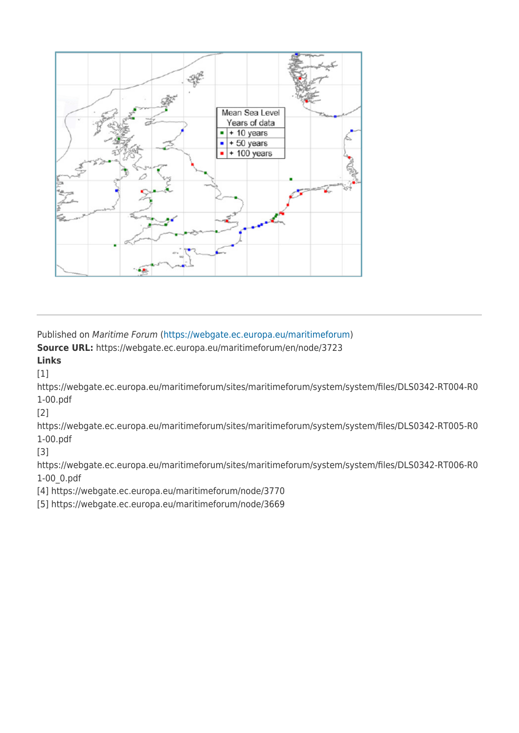Mean Sea Level
Years of data
+ 10 years
+ 50 years
+ 100 years

---

Published on *Maritime Forum* (https://webgate.ec.europa.eu/maritimeforum)

**Source URL:** https://webgate.ec.europa.eu/maritimeforum/en/node/3723

**Links**

[1] https://webgate.ec.europa.eu/maritimeforum/sites/maritimeforum/system/system/files/DLS0342-RT004-R01-00.pdf

[2] https://webgate.ec.europa.eu/maritimeforum/sites/maritimeforum/system/system/files/DLS0342-RT005-R01-00.pdf

[3] https://webgate.ec.europa.eu/maritimeforum/sites/maritimeforum/system/system/files/DLS0342-RT006-R01-00_0.pdf

[4] https://webgate.ec.europa.eu/maritimeforum/node/3770

[5] https://webgate.ec.europa.eu/maritimeforum/node/3669